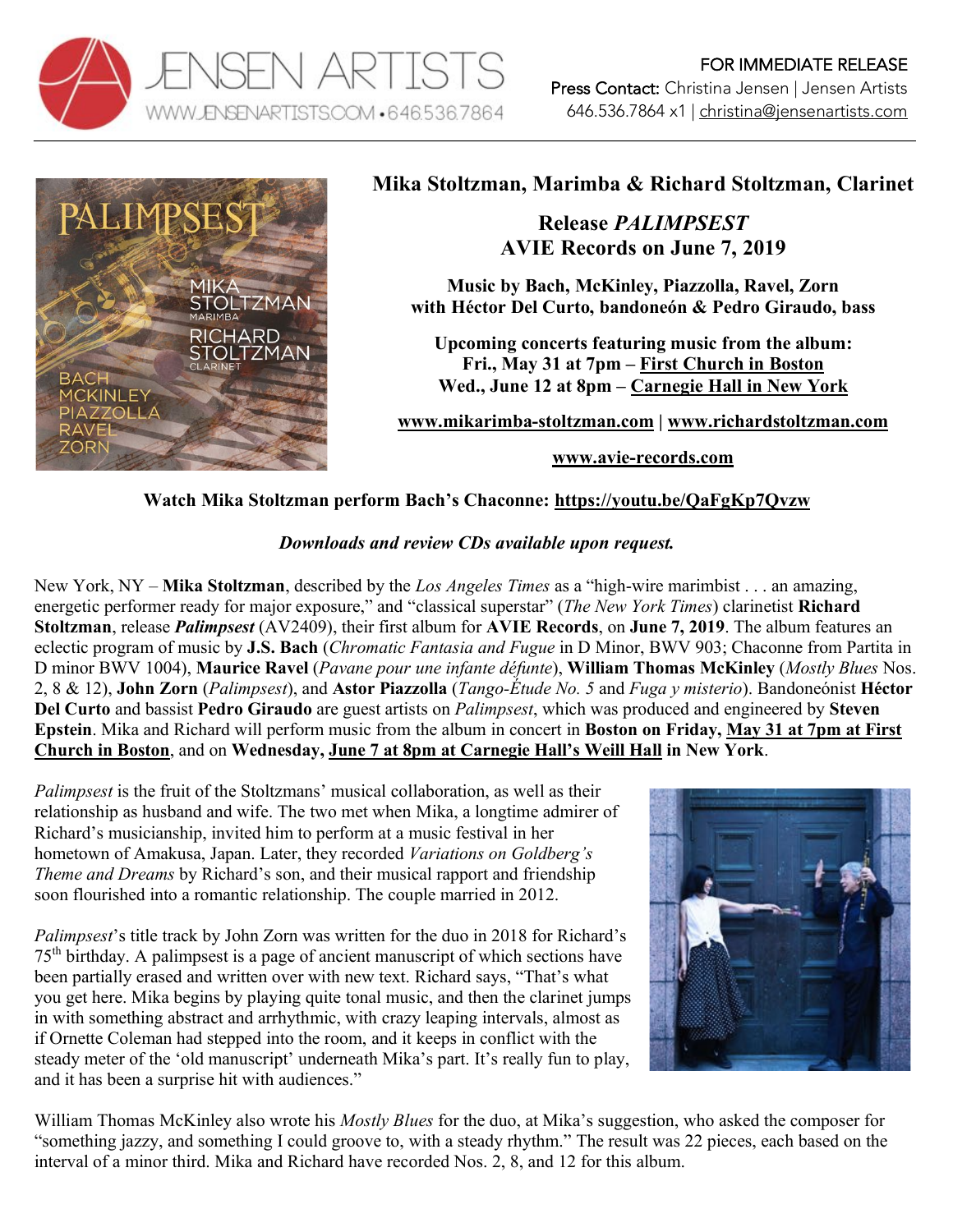JENSEN ARTISTS
WWW.JENSENARTISTS.COM • 646.536.7864

FOR IMMEDIATE RELEASE
Press Contact: Christina Jensen | Jensen Artists
646.536.7864 x1 | christina@jensenartists.com

## Mika Stoltzman, Marimba & Richard Stoltzman, Clarinet

## Release *PALIMPSEST*
## AVIE Records on June 7, 2019

**Music by Bach, McKinley, Piazzolla, Ravel, Zorn**
**with Héctor Del Curto, bandoneón & Pedro Giraudo, bass**

**Upcoming concerts featuring music from the album:**
**Fri., May 31 at 7pm – First Church in Boston**
**Wed., June 12 at 8pm – Carnegie Hall in New York**

**www.mikarimba-stoltzman.com | www.richardstoltzman.com**

**www.avie-records.com**

**Watch Mika Stoltzman perform Bach's Chaconne: https://youtu.be/QaFgKp7Qvzw**

***Downloads and review CDs available upon request.***

New York, NY – **Mika Stoltzman**, described by the *Los Angeles Times* as a "high-wire marimbist . . . an amazing, energetic performer ready for major exposure," and "classical superstar" (*The New York Times*) clarinetist **Richard Stoltzman**, release ***Palimpsest*** (AV2409), their first album for **AVIE Records**, on **June 7, 2019**. The album features an eclectic program of music by **J.S. Bach** (*Chromatic Fantasia and Fugue* in D Minor, BWV 903; Chaconne from Partita in D minor BWV 1004), **Maurice Ravel** (*Pavane pour une infante défunte*), **William Thomas McKinley** (*Mostly Blues* Nos. 2, 8 & 12), **John Zorn** (*Palimpsest*), and **Astor Piazzolla** (*Tango-Étude No. 5* and *Fuga y misterio*). Bandoneónist **Héctor Del Curto** and bassist **Pedro Giraudo** are guest artists on *Palimpsest*, which was produced and engineered by **Steven Epstein**. Mika and Richard will perform music from the album in concert in **Boston on Friday, May 31 at 7pm at First Church in Boston**, and on **Wednesday, June 7 at 8pm at Carnegie Hall's Weill Hall in New York**.

*Palimpsest* is the fruit of the Stoltzmans' musical collaboration, as well as their relationship as husband and wife. The two met when Mika, a longtime admirer of Richard's musicianship, invited him to perform at a music festival in her hometown of Amakusa, Japan. Later, they recorded *Variations on Goldberg's Theme and Dreams* by Richard's son, and their musical rapport and friendship soon flourished into a romantic relationship. The couple married in 2012.

*Palimpsest*'s title track by John Zorn was written for the duo in 2018 for Richard's 75th birthday. A palimpsest is a page of ancient manuscript of which sections have been partially erased and written over with new text. Richard says, "That's what you get here. Mika begins by playing quite tonal music, and then the clarinet jumps in with something abstract and arrhythmic, with crazy leaping intervals, almost as if Ornette Coleman had stepped into the room, and it keeps in conflict with the steady meter of the 'old manuscript' underneath Mika's part. It's really fun to play, and it has been a surprise hit with audiences."

William Thomas McKinley also wrote his *Mostly Blues* for the duo, at Mika's suggestion, who asked the composer for "something jazzy, and something I could groove to, with a steady rhythm." The result was 22 pieces, each based on the interval of a minor third. Mika and Richard have recorded Nos. 2, 8, and 12 for this album.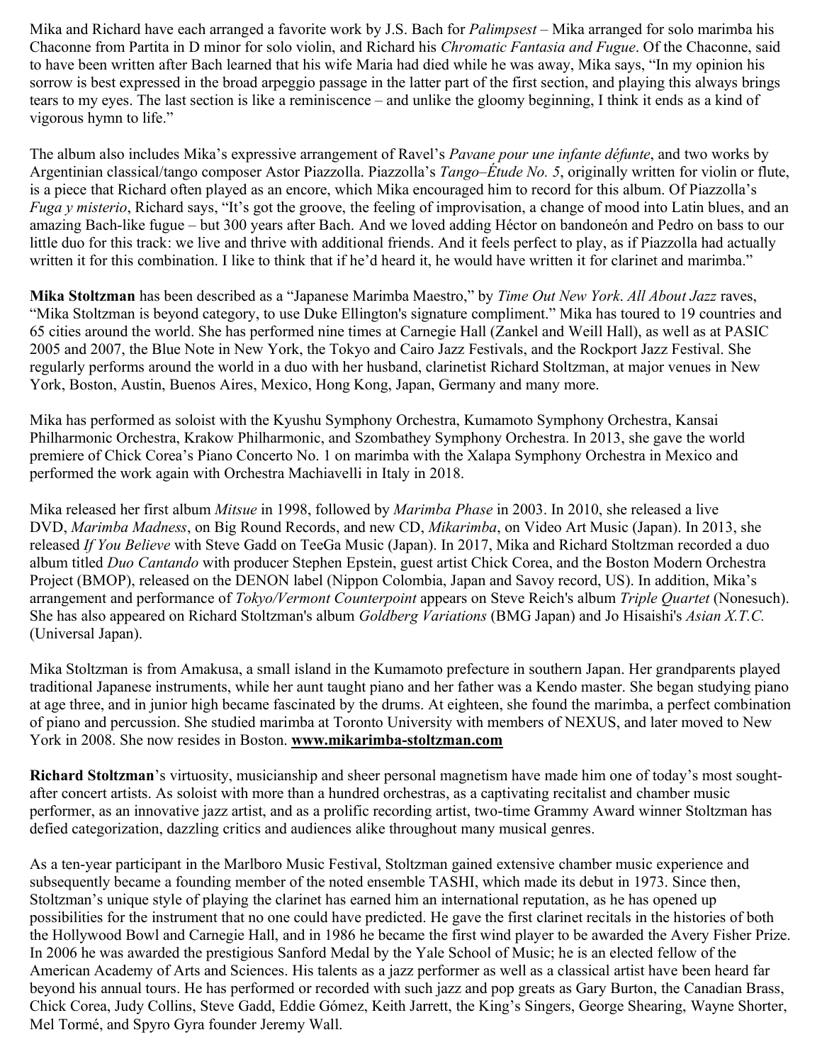Mika and Richard have each arranged a favorite work by J.S. Bach for *Palimpsest* – Mika arranged for solo marimba his Chaconne from Partita in D minor for solo violin, and Richard his *Chromatic Fantasia and Fugue*. Of the Chaconne, said to have been written after Bach learned that his wife Maria had died while he was away, Mika says, "In my opinion his sorrow is best expressed in the broad arpeggio passage in the latter part of the first section, and playing this always brings tears to my eyes. The last section is like a reminiscence – and unlike the gloomy beginning, I think it ends as a kind of vigorous hymn to life."

The album also includes Mika's expressive arrangement of Ravel's *Pavane pour une infante défunte*, and two works by Argentinian classical/tango composer Astor Piazzolla. Piazzolla's *Tango–Étude No. 5*, originally written for violin or flute, is a piece that Richard often played as an encore, which Mika encouraged him to record for this album. Of Piazzolla's *Fuga y misterio*, Richard says, "It's got the groove, the feeling of improvisation, a change of mood into Latin blues, and an amazing Bach-like fugue – but 300 years after Bach. And we loved adding Héctor on bandoneón and Pedro on bass to our little duo for this track: we live and thrive with additional friends. And it feels perfect to play, as if Piazzolla had actually written it for this combination. I like to think that if he'd heard it, he would have written it for clarinet and marimba."

**Mika Stoltzman** has been described as a "Japanese Marimba Maestro," by *Time Out New York*. *All About Jazz* raves, "Mika Stoltzman is beyond category, to use Duke Ellington's signature compliment." Mika has toured to 19 countries and 65 cities around the world. She has performed nine times at Carnegie Hall (Zankel and Weill Hall), as well as at PASIC 2005 and 2007, the Blue Note in New York, the Tokyo and Cairo Jazz Festivals, and the Rockport Jazz Festival. She regularly performs around the world in a duo with her husband, clarinetist Richard Stoltzman, at major venues in New York, Boston, Austin, Buenos Aires, Mexico, Hong Kong, Japan, Germany and many more.

Mika has performed as soloist with the Kyushu Symphony Orchestra, Kumamoto Symphony Orchestra, Kansai Philharmonic Orchestra, Krakow Philharmonic, and Szombathey Symphony Orchestra. In 2013, she gave the world premiere of Chick Corea's Piano Concerto No. 1 on marimba with the Xalapa Symphony Orchestra in Mexico and performed the work again with Orchestra Machiavelli in Italy in 2018.

Mika released her first album *Mitsue* in 1998, followed by *Marimba Phase* in 2003. In 2010, she released a live DVD, *Marimba Madness*, on Big Round Records, and new CD, *Mikarimba*, on Video Art Music (Japan). In 2013, she released *If You Believe* with Steve Gadd on TeeGa Music (Japan). In 2017, Mika and Richard Stoltzman recorded a duo album titled *Duo Cantando* with producer Stephen Epstein, guest artist Chick Corea, and the Boston Modern Orchestra Project (BMOP), released on the DENON label (Nippon Colombia, Japan and Savoy record, US). In addition, Mika's arrangement and performance of *Tokyo/Vermont Counterpoint* appears on Steve Reich's album *Triple Quartet* (Nonesuch). She has also appeared on Richard Stoltzman's album *Goldberg Variations* (BMG Japan) and Jo Hisaishi's *Asian X.T.C.* (Universal Japan).

Mika Stoltzman is from Amakusa, a small island in the Kumamoto prefecture in southern Japan. Her grandparents played traditional Japanese instruments, while her aunt taught piano and her father was a Kendo master. She began studying piano at age three, and in junior high became fascinated by the drums. At eighteen, she found the marimba, a perfect combination of piano and percussion. She studied marimba at Toronto University with members of NEXUS, and later moved to New York in 2008. She now resides in Boston. **www.mikarimba-stoltzman.com**

**Richard Stoltzman**'s virtuosity, musicianship and sheer personal magnetism have made him one of today's most sought-after concert artists. As soloist with more than a hundred orchestras, as a captivating recitalist and chamber music performer, as an innovative jazz artist, and as a prolific recording artist, two-time Grammy Award winner Stoltzman has defied categorization, dazzling critics and audiences alike throughout many musical genres.

As a ten-year participant in the Marlboro Music Festival, Stoltzman gained extensive chamber music experience and subsequently became a founding member of the noted ensemble TASHI, which made its debut in 1973. Since then, Stoltzman's unique style of playing the clarinet has earned him an international reputation, as he has opened up possibilities for the instrument that no one could have predicted. He gave the first clarinet recitals in the histories of both the Hollywood Bowl and Carnegie Hall, and in 1986 he became the first wind player to be awarded the Avery Fisher Prize. In 2006 he was awarded the prestigious Sanford Medal by the Yale School of Music; he is an elected fellow of the American Academy of Arts and Sciences. His talents as a jazz performer as well as a classical artist have been heard far beyond his annual tours. He has performed or recorded with such jazz and pop greats as Gary Burton, the Canadian Brass, Chick Corea, Judy Collins, Steve Gadd, Eddie Gómez, Keith Jarrett, the King's Singers, George Shearing, Wayne Shorter, Mel Tormé, and Spyro Gyra founder Jeremy Wall.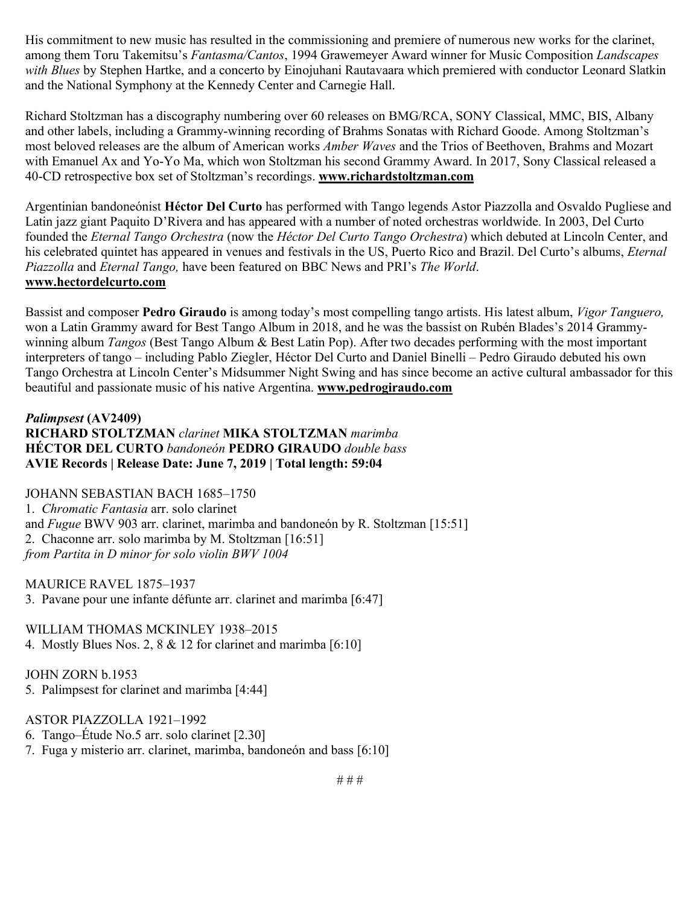His commitment to new music has resulted in the commissioning and premiere of numerous new works for the clarinet, among them Toru Takemitsu's *Fantasma/Cantos*, 1994 Grawemeyer Award winner for Music Composition *Landscapes with Blues* by Stephen Hartke, and a concerto by Einojuhani Rautavaara which premiered with conductor Leonard Slatkin and the National Symphony at the Kennedy Center and Carnegie Hall.

Richard Stoltzman has a discography numbering over 60 releases on BMG/RCA, SONY Classical, MMC, BIS, Albany and other labels, including a Grammy-winning recording of Brahms Sonatas with Richard Goode. Among Stoltzman's most beloved releases are the album of American works *Amber Waves* and the Trios of Beethoven, Brahms and Mozart with Emanuel Ax and Yo-Yo Ma, which won Stoltzman his second Grammy Award. In 2017, Sony Classical released a 40-CD retrospective box set of Stoltzman's recordings. **www.richardstoltzman.com**

Argentinian bandoneónist **Héctor Del Curto** has performed with Tango legends Astor Piazzolla and Osvaldo Pugliese and Latin jazz giant Paquito D'Rivera and has appeared with a number of noted orchestras worldwide. In 2003, Del Curto founded the *Eternal Tango Orchestra* (now the *Héctor Del Curto Tango Orchestra*) which debuted at Lincoln Center, and his celebrated quintet has appeared in venues and festivals in the US, Puerto Rico and Brazil. Del Curto's albums, *Eternal Piazzolla* and *Eternal Tango,* have been featured on BBC News and PRI's *The World*.
**www.hectordelcurto.com**

Bassist and composer **Pedro Giraudo** is among today's most compelling tango artists. His latest album, *Vigor Tanguero,* won a Latin Grammy award for Best Tango Album in 2018, and he was the bassist on Rubén Blades's 2014 Grammy-winning album *Tangos* (Best Tango Album & Best Latin Pop). After two decades performing with the most important interpreters of tango – including Pablo Ziegler, Héctor Del Curto and Daniel Binelli – Pedro Giraudo debuted his own Tango Orchestra at Lincoln Center's Midsummer Night Swing and has since become an active cultural ambassador for this beautiful and passionate music of his native Argentina. **www.pedrogiraudo.com**

***Palimpsest* (AV2409)**
**RICHARD STOLTZMAN** *clarinet* **MIKA STOLTZMAN** *marimba*
**HÉCTOR DEL CURTO** *bandoneón* **PEDRO GIRAUDO** *double bass*
**AVIE Records | Release Date: June 7, 2019 | Total length: 59:04**

JOHANN SEBASTIAN BACH 1685–1750
1. *Chromatic Fantasia* arr. solo clarinet
and *Fugue* BWV 903 arr. clarinet, marimba and bandoneón by R. Stoltzman [15:51]
2. Chaconne arr. solo marimba by M. Stoltzman [16:51]
*from Partita in D minor for solo violin BWV 1004*

MAURICE RAVEL 1875–1937
3. Pavane pour une infante défunte arr. clarinet and marimba [6:47]

WILLIAM THOMAS MCKINLEY 1938–2015
4. Mostly Blues Nos. 2, 8 & 12 for clarinet and marimba [6:10]

JOHN ZORN b.1953
5. Palimpsest for clarinet and marimba [4:44]

ASTOR PIAZZOLLA 1921–1992
6. Tango–Étude No.5 arr. solo clarinet [2.30]
7. Fuga y misterio arr. clarinet, marimba, bandoneón and bass [6:10]

# # #